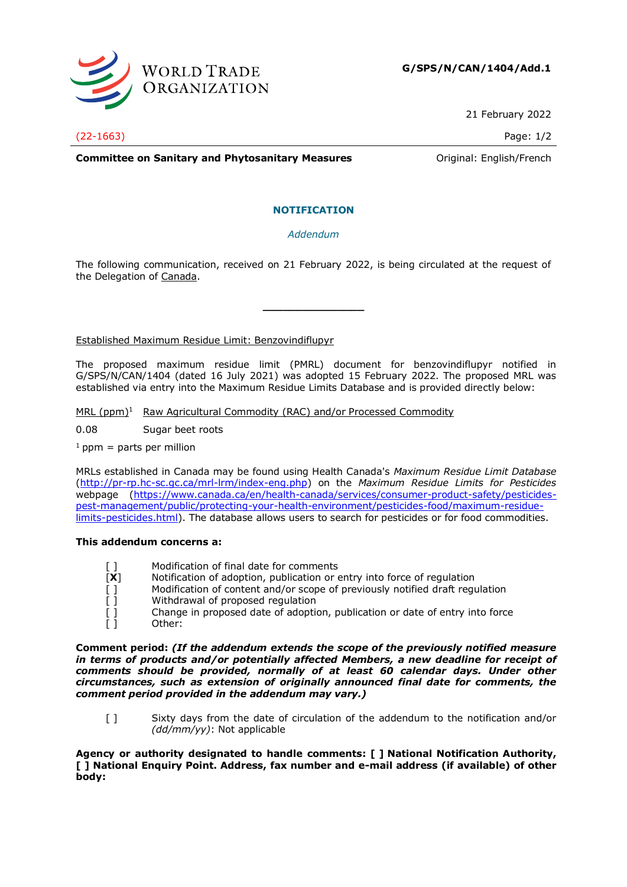**G/SPS/N/CAN/1404/Add.1**

21 February 2022

(22-1663)

**Committee on Sanitary and Phytosanitary Measures** Original: English/French

## NOTIFICATION

*Addendum*

The following communication, received on 21 February 2022, is being circulated at the request of the Delegation of Canada.

---

Established Maximum Residue Limit: Benzovindiflupyr

The proposed maximum residue limit (PMRL) document for benzovindiflupyr notified in G/SPS/N/CAN/1404 (dated 16 July 2021) was adopted 15 February 2022. The proposed MRL was established via entry into the Maximum Residue Limits Database and is provided directly below:

| MRL (ppm)[1] | Raw Agricultural Commodity (RAC) and/or Processed Commodity |
|---|---|
| 0.08 | Sugar beet roots |

[1] ppm = parts per million

MRLs established in Canada may be found using Health Canada's *Maximum Residue Limit Database* (http://pr-rp.hc-sc.gc.ca/mrl-lrm/index-eng.php) on the *Maximum Residue Limits for Pesticides* webpage (https://www.canada.ca/en/health-canada/services/consumer-product-safety/pesticides-pest-management/public/protecting-your-health-environment/pesticides-food/maximum-residue-limits-pesticides.html). The database allows users to search for pesticides or for food commodities.

**This addendum concerns a:**

- [ ] Modification of final date for comments
- [**X**] Notification of adoption, publication or entry into force of regulation
- [ ] Modification of content and/or scope of previously notified draft regulation
- [ ] Withdrawal of proposed regulation
- [ ] Change in proposed date of adoption, publication or date of entry into force
- [ ] Other:

**Comment period:** ***(If the addendum extends the scope of the previously notified measure in terms of products and/or potentially affected Members, a new deadline for receipt of comments should be provided, normally of at least 60 calendar days. Under other circumstances, such as extension of originally announced final date for comments, the comment period provided in the addendum may vary.)***

[ ] Sixty days from the date of circulation of the addendum to the notification and/or *(dd/mm/yy)*: Not applicable

**Agency or authority designated to handle comments: [ ] National Notification Authority, [ ] National Enquiry Point. Address, fax number and e-mail address (if available) of other body:**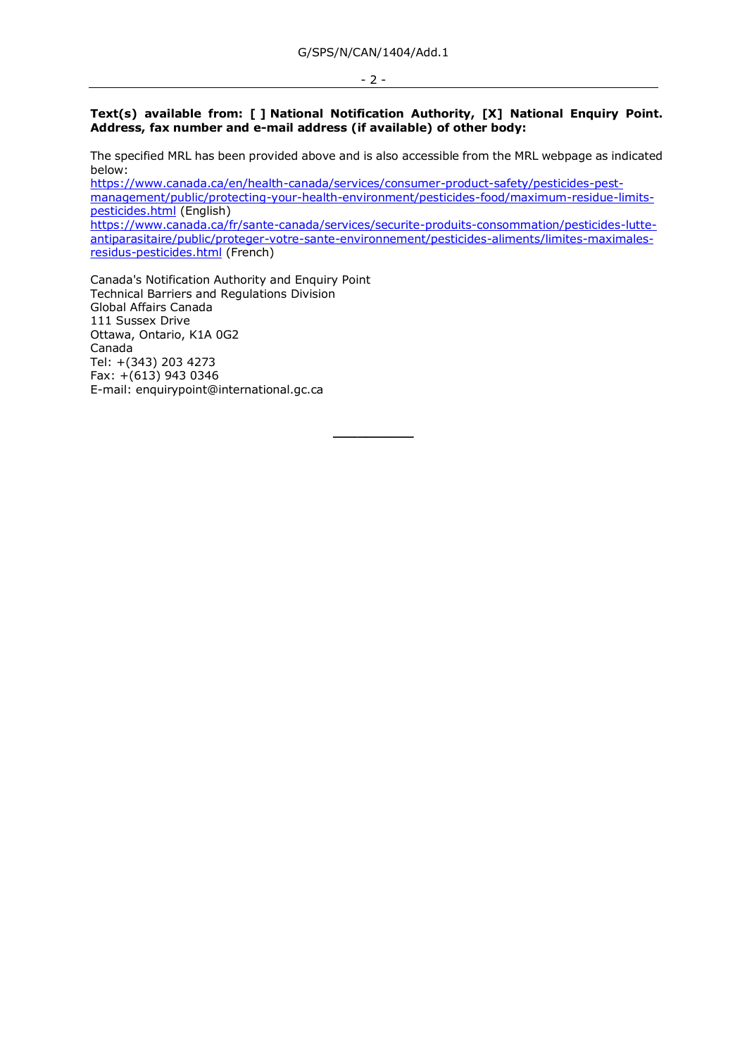**Text(s) available from: [ ] National Notification Authority, [X] National Enquiry Point. Address, fax number and e-mail address (if available) of other body:**

The specified MRL has been provided above and is also accessible from the MRL webpage as indicated below:
https://www.canada.ca/en/health-canada/services/consumer-product-safety/pesticides-pest-management/public/protecting-your-health-environment/pesticides-food/maximum-residue-limits-pesticides.html (English)
https://www.canada.ca/fr/sante-canada/services/securite-produits-consommation/pesticides-lutte-antiparasitaire/public/proteger-votre-sante-environnement/pesticides-aliments/limites-maximales-residus-pesticides.html (French)

Canada's Notification Authority and Enquiry Point
Technical Barriers and Regulations Division
Global Affairs Canada
111 Sussex Drive
Ottawa, Ontario, K1A 0G2
Canada
Tel: +(343) 203 4273
Fax: +(613) 943 0346
E-mail: enquirypoint@international.gc.ca